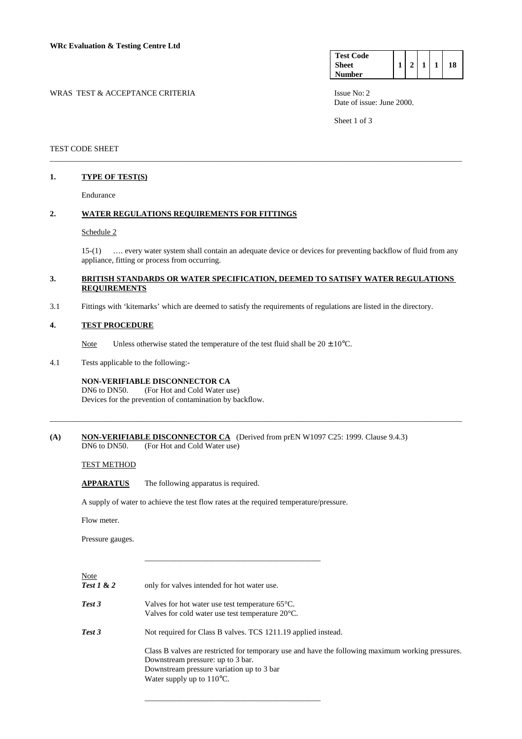**WRc Evaluation & Testing Centre Ltd**

| Test Code Sheet Number | 1 | 2 | 1 | 1 | 18 |
|---|---|---|---|---|---|

WRAS TEST & ACCEPTANCE CRITERIA

Issue No: 2
Date of issue: June 2000.

TEST CODE SHEET

## 1. TYPE OF TEST(S)

Endurance

## 2. WATER REGULATIONS REQUIREMENTS FOR FITTINGS

Schedule 2

15-(1) …. every water system shall contain an adequate device or devices for preventing backflow of fluid from any appliance, fitting or process from occurring.

## 3. BRITISH STANDARDS OR WATER SPECIFICATION, DEEMED TO SATISFY WATER REGULATIONS REQUIREMENTS

3.1 Fittings with 'kitemarks' which are deemed to satisfy the requirements of regulations are listed in the directory.

## 4. TEST PROCEDURE

Note Unless otherwise stated the temperature of the test fluid shall be $20 \pm 10$°C.

4.1 Tests applicable to the following:-

**NON-VERIFIABLE DISCONNECTOR CA**
DN6 to DN50. (For Hot and Cold Water use)
Devices for the prevention of contamination by backflow.

---

**(A) NON-VERIFIABLE DISCONNECTOR CA** (Derived from prEN W1097 C25: 1999. Clause 9.4.3)
DN6 to DN50. (For Hot and Cold Water use)

TEST METHOD

**APPARATUS** The following apparatus is required.

A supply of water to achieve the test flow rates at the required temperature/pressure.

Flow meter.

Pressure gauges.

---

Note

***Test 1 & 2*** only for valves intended for hot water use.

***Test 3*** Valves for hot water use test temperature 65°C.
Valves for cold water use test temperature 20°C.

***Test 3*** Not required for Class B valves. TCS 1211.19 applied instead.

Class B valves are restricted for temporary use and have the following maximum working pressures.
Downstream pressure: up to 3 bar.
Downstream pressure variation up to 3 bar
Water supply up to 110°C.

---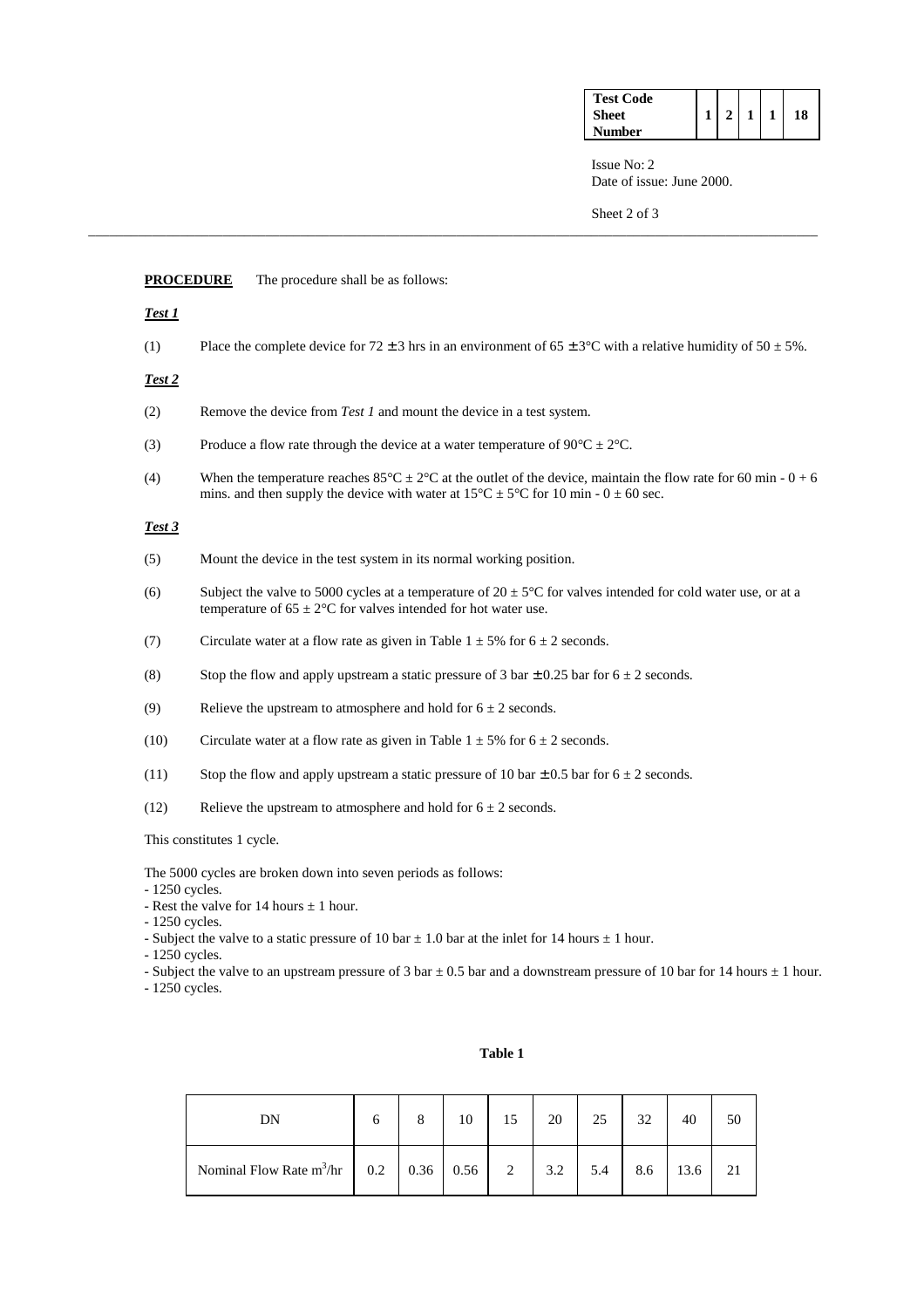**PROCEDURE** The procedure shall be as follows:

***Test 1***

(1) Place the complete device for 72 ± 3 hrs in an environment of 65 ± 3°C with a relative humidity of 50 ± 5%.

***Test 2***

(2) Remove the device from *Test 1* and mount the device in a test system.

(3) Produce a flow rate through the device at a water temperature of 90°C ± 2°C.

(4) When the temperature reaches 85°C ± 2°C at the outlet of the device, maintain the flow rate for 60 min - 0 + 6 mins. and then supply the device with water at 15°C ± 5°C for 10 min - 0 ± 60 sec.

***Test 3***

(5) Mount the device in the test system in its normal working position.

(6) Subject the valve to 5000 cycles at a temperature of 20 ± 5°C for valves intended for cold water use, or at a temperature of 65 ± 2°C for valves intended for hot water use.

(7) Circulate water at a flow rate as given in Table 1 ± 5% for 6 ± 2 seconds.

(8) Stop the flow and apply upstream a static pressure of 3 bar ± 0.25 bar for 6 ± 2 seconds.

(9) Relieve the upstream to atmosphere and hold for 6 ± 2 seconds.

(10) Circulate water at a flow rate as given in Table 1 ± 5% for 6 ± 2 seconds.

(11) Stop the flow and apply upstream a static pressure of 10 bar ± 0.5 bar for 6 ± 2 seconds.

(12) Relieve the upstream to atmosphere and hold for 6 ± 2 seconds.

This constitutes 1 cycle.

The 5000 cycles are broken down into seven periods as follows:
- 1250 cycles.
- Rest the valve for 14 hours ± 1 hour.
- 1250 cycles.
- Subject the valve to a static pressure of 10 bar ± 1.0 bar at the inlet for 14 hours ± 1 hour.
- 1250 cycles.
- Subject the valve to an upstream pressure of 3 bar ± 0.5 bar and a downstream pressure of 10 bar for 14 hours ± 1 hour.
- 1250 cycles.

**Table 1**

| DN | 6 | 8 | 10 | 15 | 20 | 25 | 32 | 40 | 50 |
|---|---|---|---|---|---|---|---|---|---|
| Nominal Flow Rate $m^3$/hr | 0.2 | 0.36 | 0.56 | 2 | 3.2 | 5.4 | 8.6 | 13.6 | 21 |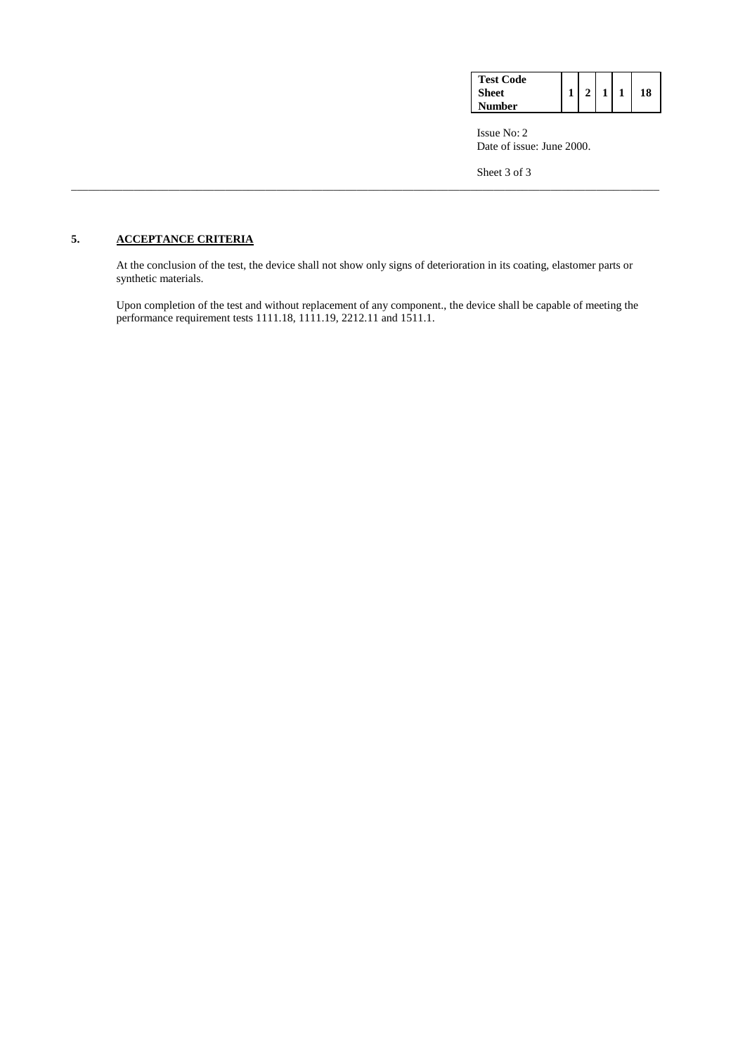## 5. ACCEPTANCE CRITERIA

At the conclusion of the test, the device shall not show only signs of deterioration in its coating, elastomer parts or synthetic materials.

Upon completion of the test and without replacement of any component., the device shall be capable of meeting the performance requirement tests 1111.18, 1111.19, 2212.11 and 1511.1.